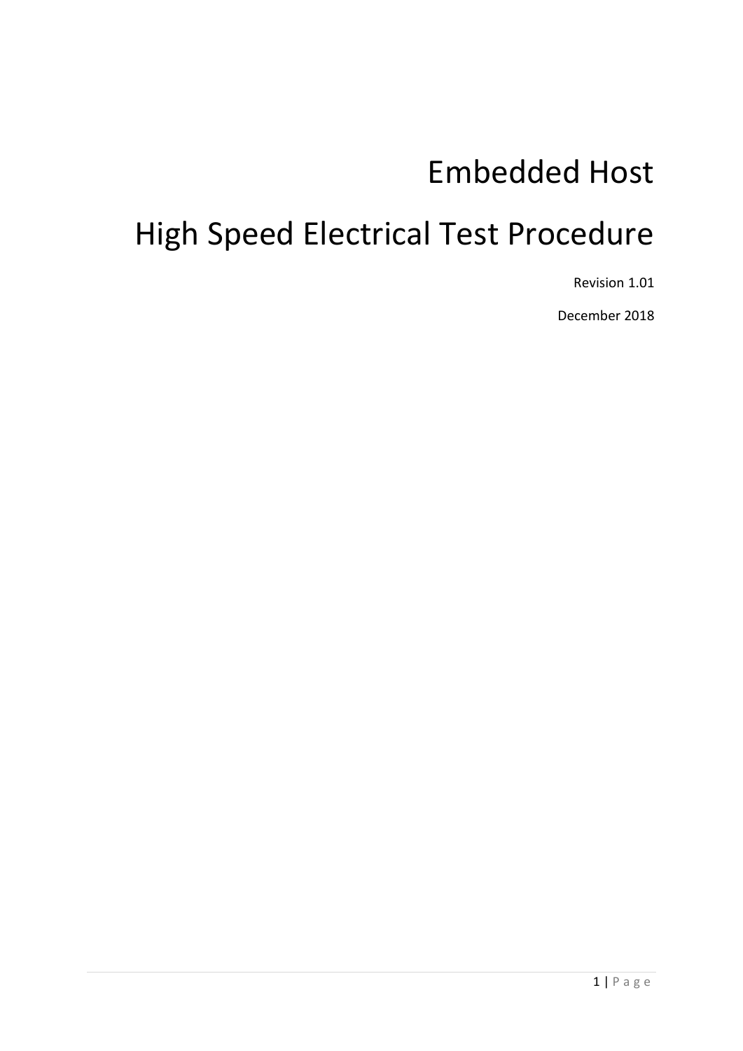# Embedded Host

# High Speed Electrical Test Procedure

Revision 1.01

December 2018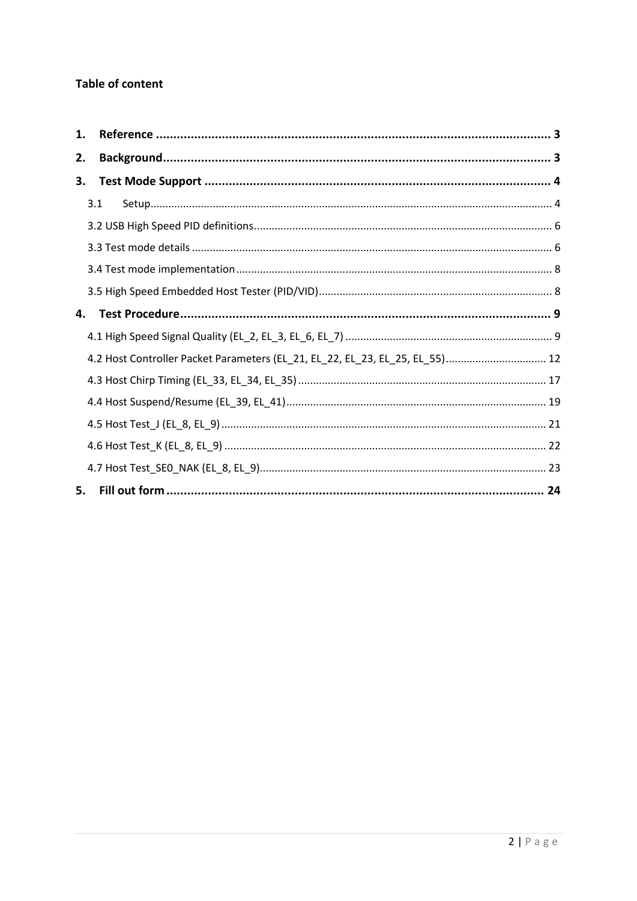**Table of content**

1. **Reference** ........................................................................................................... 3
2. **Background**......................................................................................................... 3
3. **Test Mode Support** ............................................................................................. 4
   - 3.1 Setup........................................................................................................... 4
   - 3.2 USB High Speed PID definitions.................................................................. 6
   - 3.3 Test mode details ......................................................................................... 6
   - 3.4 Test mode implementation.......................................................................... 8
   - 3.5 High Speed Embedded Host Tester (PID/VID).............................................. 8
4. **Test Procedure**................................................................................................... 9
   - 4.1 High Speed Signal Quality (EL_2, EL_3, EL_6, EL_7) ..................................... 9
   - 4.2 Host Controller Packet Parameters (EL_21, EL_22, EL_23, EL_25, EL_55).................................. 12
   - 4.3 Host Chirp Timing (EL_33, EL_34, EL_35) .................................................... 17
   - 4.4 Host Suspend/Resume (EL_39, EL_41)........................................................ 19
   - 4.5 Host Test_J (EL_8, EL_9) ............................................................................ 21
   - 4.6 Host Test_K (EL_8, EL_9) ........................................................................... 22
   - 4.7 Host Test_SE0_NAK (EL_8, EL_9)................................................................ 23
5. **Fill out form** ..................................................................................................... 24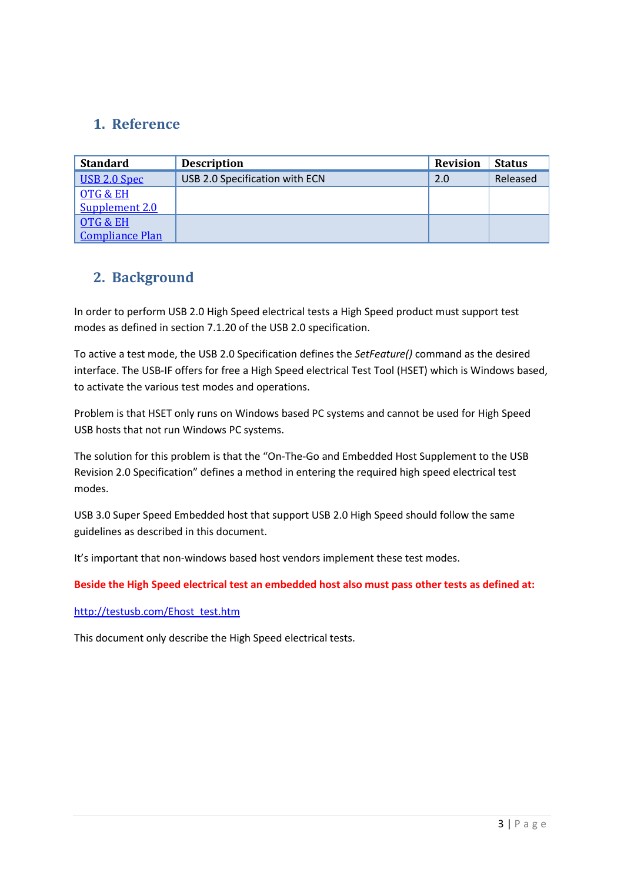# 1. Reference

| Standard | Description | Revision | Status |
|---|---|---|---|
| USB 2.0 Spec | USB 2.0 Specification with ECN | 2.0 | Released |
| OTG & EH Supplement 2.0 | | | |
| OTG & EH Compliance Plan | | | |

# 2. Background

In order to perform USB 2.0 High Speed electrical tests a High Speed product must support test modes as defined in section 7.1.20 of the USB 2.0 specification.

To active a test mode, the USB 2.0 Specification defines the *SetFeature()* command as the desired interface. The USB-IF offers for free a High Speed electrical Test Tool (HSET) which is Windows based, to activate the various test modes and operations.

Problem is that HSET only runs on Windows based PC systems and cannot be used for High Speed USB hosts that not run Windows PC systems.

The solution for this problem is that the "On-The-Go and Embedded Host Supplement to the USB Revision 2.0 Specification" defines a method in entering the required high speed electrical test modes.

USB 3.0 Super Speed Embedded host that support USB 2.0 High Speed should follow the same guidelines as described in this document.

It's important that non-windows based host vendors implement these test modes.

**Beside the High Speed electrical test an embedded host also must pass other tests as defined at:**

http://testusb.com/Ehost_test.htm

This document only describe the High Speed electrical tests.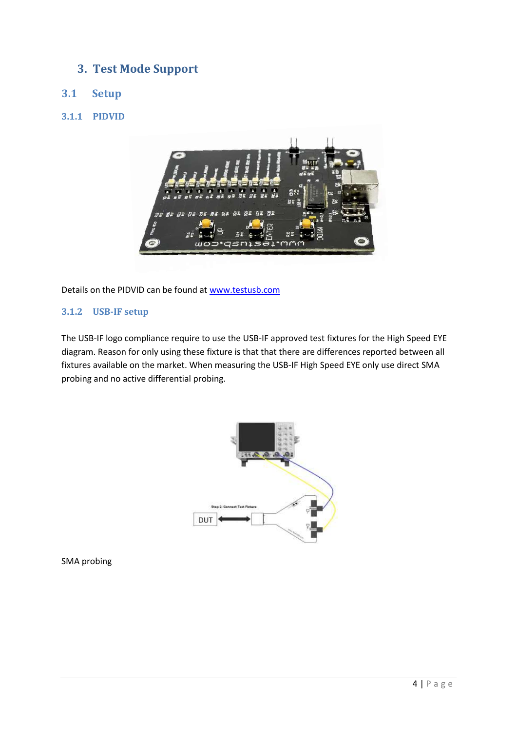# 3. Test Mode Support

## 3.1 Setup

### 3.1.1 PIDVID

Details on the PIDVID can be found at [www.testusb.com](www.testusb.com)

### 3.1.2 USB-IF setup

The USB-IF logo compliance require to use the USB-IF approved test fixtures for the High Speed EYE diagram. Reason for only using these fixture is that that there are differences reported between all fixtures available on the market. When measuring the USB-IF High Speed EYE only use direct SMA probing and no active differential probing.

SMA probing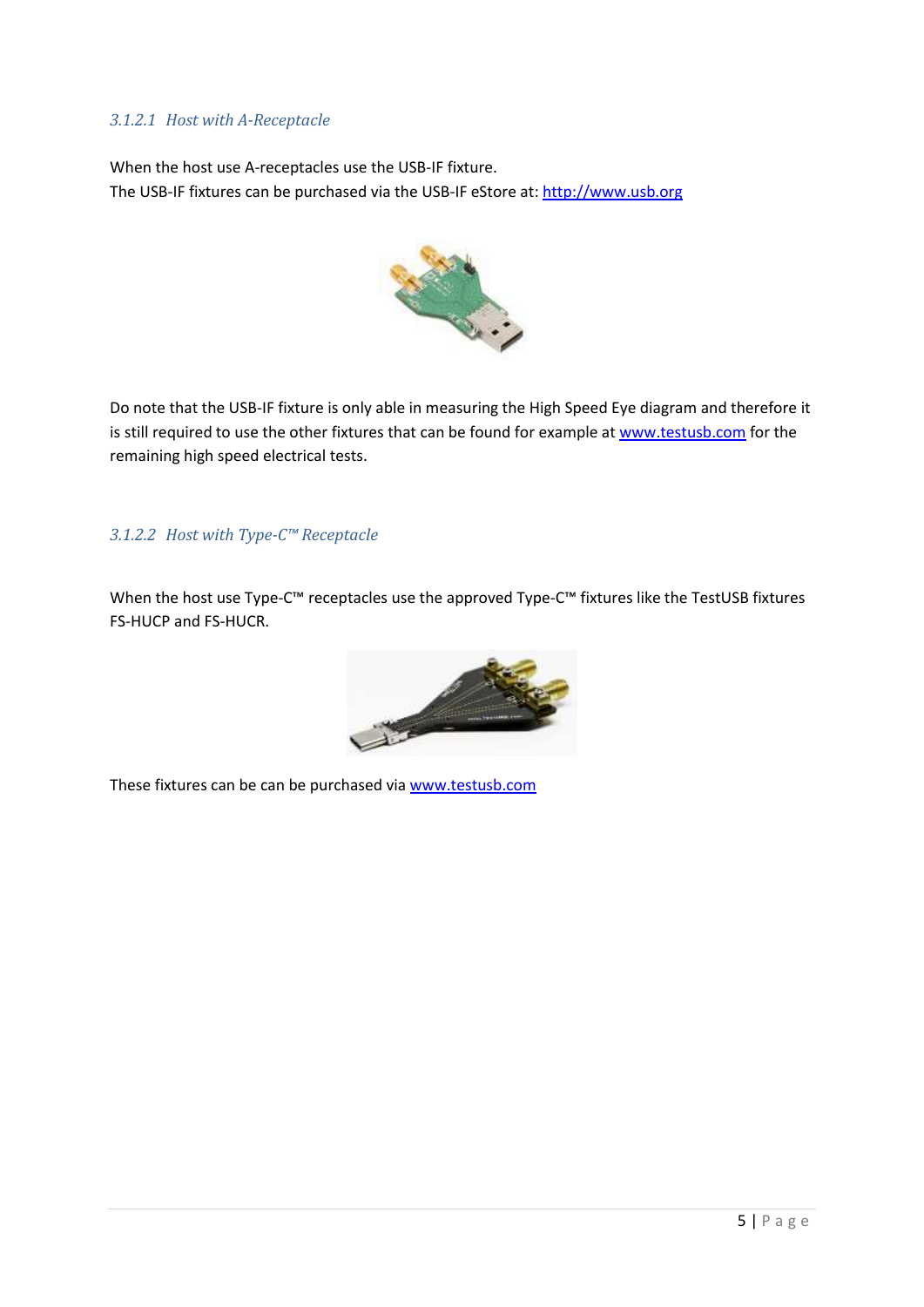#### 3.1.2.1 Host with A-Receptacle

When the host use A-receptacles use the USB-IF fixture.
The USB-IF fixtures can be purchased via the USB-IF eStore at: [http://www.usb.org](http://www.usb.org)

Do note that the USB-IF fixture is only able in measuring the High Speed Eye diagram and therefore it is still required to use the other fixtures that can be found for example at [www.testusb.com](http://www.testusb.com) for the remaining high speed electrical tests.

#### 3.1.2.2 Host with Type-C™ Receptacle

When the host use Type-C™ receptacles use the approved Type-C™ fixtures like the TestUSB fixtures FS-HUCP and FS-HUCR.

These fixtures can be can be purchased via [www.testusb.com](http://www.testusb.com)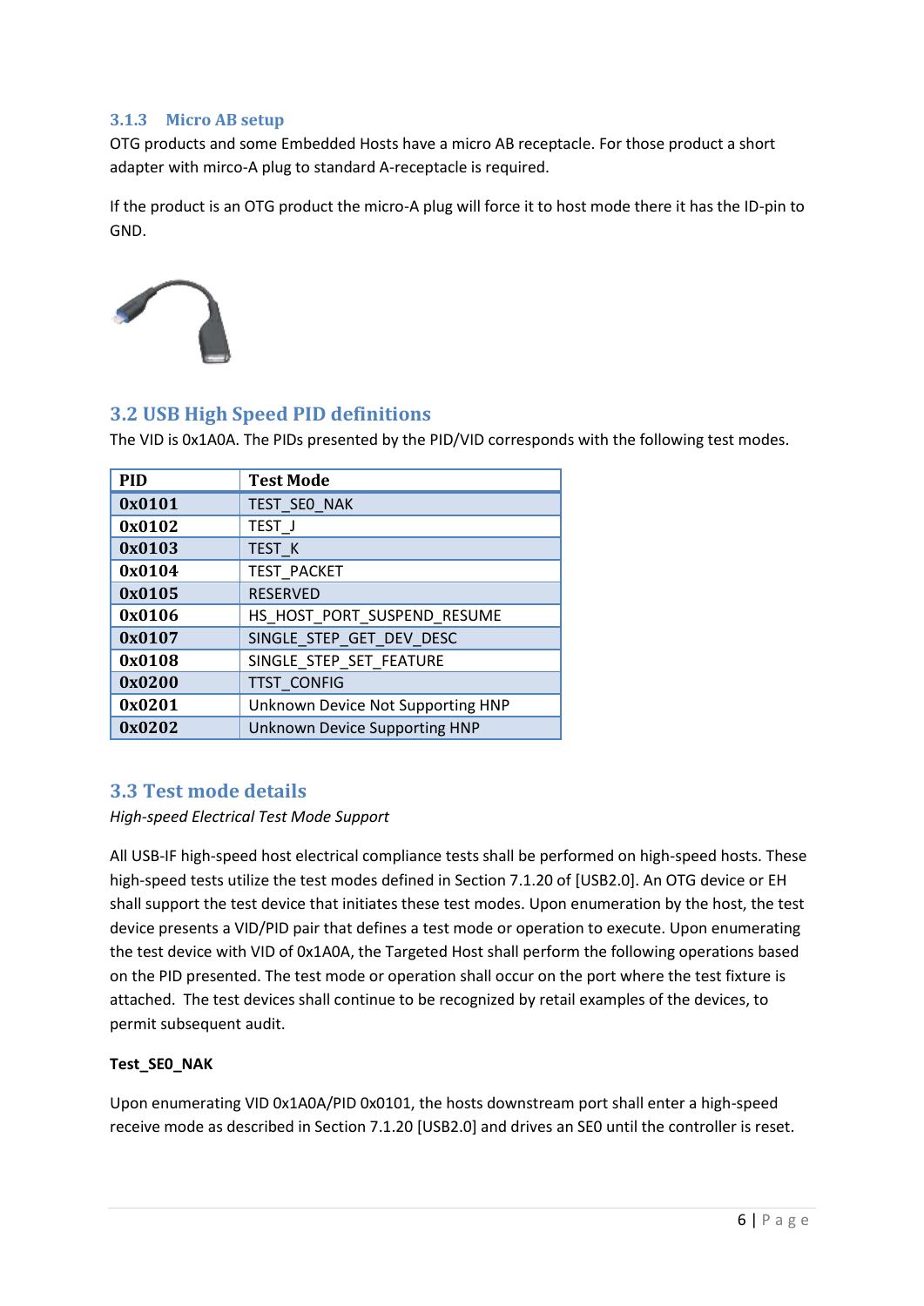### 3.1.3 Micro AB setup

OTG products and some Embedded Hosts have a micro AB receptacle. For those product a short adapter with mirco-A plug to standard A-receptacle is required.

If the product is an OTG product the micro-A plug will force it to host mode there it has the ID-pin to GND.

## 3.2 USB High Speed PID definitions

The VID is 0x1A0A. The PIDs presented by the PID/VID corresponds with the following test modes.

| PID | Test Mode |
|---|---|
| 0x0101 | TEST_SE0_NAK |
| 0x0102 | TEST_J |
| 0x0103 | TEST_K |
| 0x0104 | TEST_PACKET |
| 0x0105 | RESERVED |
| 0x0106 | HS_HOST_PORT_SUSPEND_RESUME |
| 0x0107 | SINGLE_STEP_GET_DEV_DESC |
| 0x0108 | SINGLE_STEP_SET_FEATURE |
| 0x0200 | TTST_CONFIG |
| 0x0201 | Unknown Device Not Supporting HNP |
| 0x0202 | Unknown Device Supporting HNP |

## 3.3 Test mode details

*High-speed Electrical Test Mode Support*

All USB-IF high-speed host electrical compliance tests shall be performed on high-speed hosts. These high-speed tests utilize the test modes defined in Section 7.1.20 of [USB2.0]. An OTG device or EH shall support the test device that initiates these test modes. Upon enumeration by the host, the test device presents a VID/PID pair that defines a test mode or operation to execute. Upon enumerating the test device with VID of 0x1A0A, the Targeted Host shall perform the following operations based on the PID presented. The test mode or operation shall occur on the port where the test fixture is attached. The test devices shall continue to be recognized by retail examples of the devices, to permit subsequent audit.

**Test_SE0_NAK**

Upon enumerating VID 0x1A0A/PID 0x0101, the hosts downstream port shall enter a high-speed receive mode as described in Section 7.1.20 [USB2.0] and drives an SE0 until the controller is reset.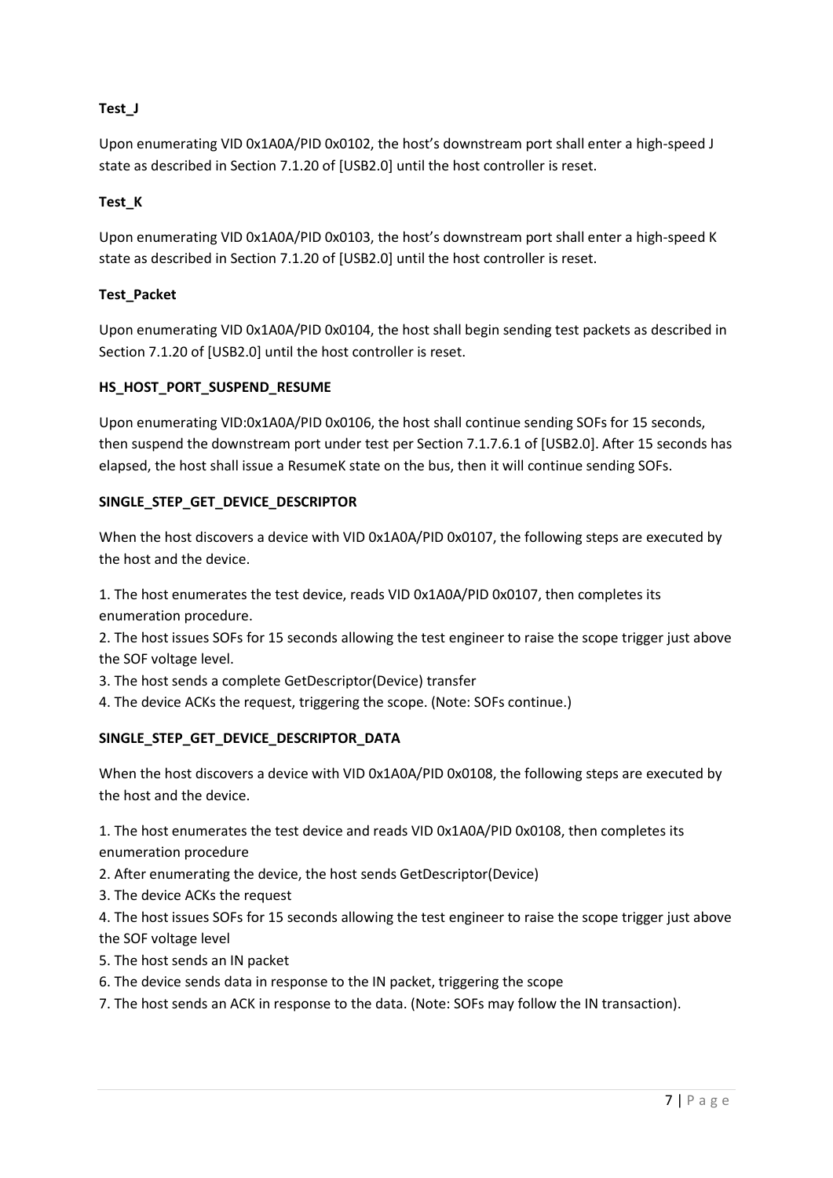**Test_J**

Upon enumerating VID 0x1A0A/PID 0x0102, the host's downstream port shall enter a high-speed J state as described in Section 7.1.20 of [USB2.0] until the host controller is reset.

**Test_K**

Upon enumerating VID 0x1A0A/PID 0x0103, the host's downstream port shall enter a high-speed K state as described in Section 7.1.20 of [USB2.0] until the host controller is reset.

**Test_Packet**

Upon enumerating VID 0x1A0A/PID 0x0104, the host shall begin sending test packets as described in Section 7.1.20 of [USB2.0] until the host controller is reset.

**HS_HOST_PORT_SUSPEND_RESUME**

Upon enumerating VID:0x1A0A/PID 0x0106, the host shall continue sending SOFs for 15 seconds, then suspend the downstream port under test per Section 7.1.7.6.1 of [USB2.0]. After 15 seconds has elapsed, the host shall issue a ResumeK state on the bus, then it will continue sending SOFs.

**SINGLE_STEP_GET_DEVICE_DESCRIPTOR**

When the host discovers a device with VID 0x1A0A/PID 0x0107, the following steps are executed by the host and the device.

1. The host enumerates the test device, reads VID 0x1A0A/PID 0x0107, then completes its enumeration procedure.
2. The host issues SOFs for 15 seconds allowing the test engineer to raise the scope trigger just above the SOF voltage level.
3. The host sends a complete GetDescriptor(Device) transfer
4. The device ACKs the request, triggering the scope. (Note: SOFs continue.)

**SINGLE_STEP_GET_DEVICE_DESCRIPTOR_DATA**

When the host discovers a device with VID 0x1A0A/PID 0x0108, the following steps are executed by the host and the device.

1. The host enumerates the test device and reads VID 0x1A0A/PID 0x0108, then completes its enumeration procedure
2. After enumerating the device, the host sends GetDescriptor(Device)
3. The device ACKs the request
4. The host issues SOFs for 15 seconds allowing the test engineer to raise the scope trigger just above the SOF voltage level
5. The host sends an IN packet
6. The device sends data in response to the IN packet, triggering the scope
7. The host sends an ACK in response to the data. (Note: SOFs may follow the IN transaction).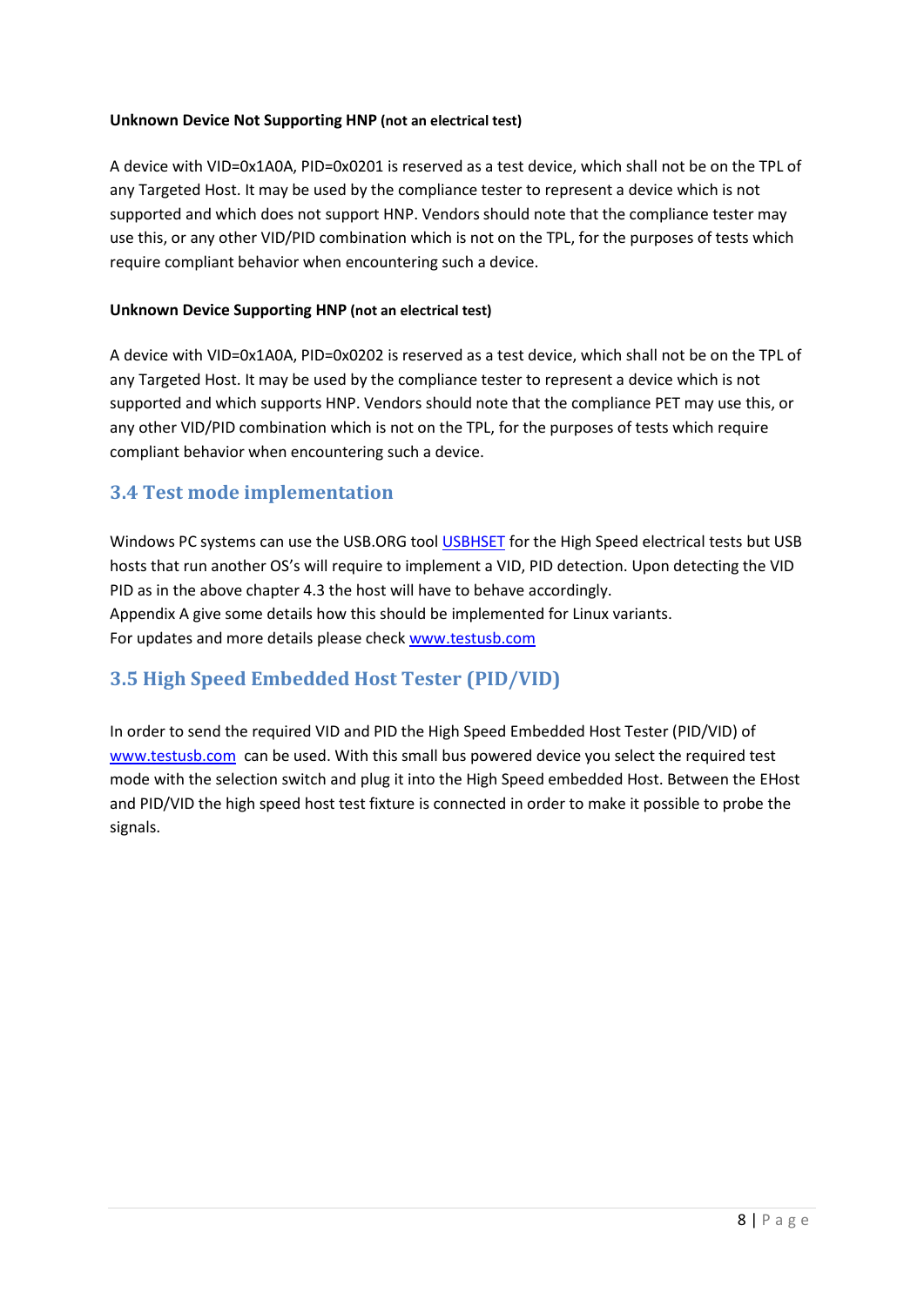**Unknown Device Not Supporting HNP** **(not an electrical test)**

A device with VID=0x1A0A, PID=0x0201 is reserved as a test device, which shall not be on the TPL of any Targeted Host. It may be used by the compliance tester to represent a device which is not supported and which does not support HNP. Vendors should note that the compliance tester may use this, or any other VID/PID combination which is not on the TPL, for the purposes of tests which require compliant behavior when encountering such a device.

**Unknown Device Supporting HNP** **(not an electrical test)**

A device with VID=0x1A0A, PID=0x0202 is reserved as a test device, which shall not be on the TPL of any Targeted Host. It may be used by the compliance tester to represent a device which is not supported and which supports HNP. Vendors should note that the compliance PET may use this, or any other VID/PID combination which is not on the TPL, for the purposes of tests which require compliant behavior when encountering such a device.

## 3.4 Test mode implementation

Windows PC systems can use the USB.ORG tool USBHSET for the High Speed electrical tests but USB hosts that run another OS's will require to implement a VID, PID detection. Upon detecting the VID PID as in the above chapter 4.3 the host will have to behave accordingly.
Appendix A give some details how this should be implemented for Linux variants.
For updates and more details please check www.testusb.com

## 3.5 High Speed Embedded Host Tester (PID/VID)

In order to send the required VID and PID the High Speed Embedded Host Tester (PID/VID) of www.testusb.com can be used. With this small bus powered device you select the required test mode with the selection switch and plug it into the High Speed embedded Host. Between the EHost and PID/VID the high speed host test fixture is connected in order to make it possible to probe the signals.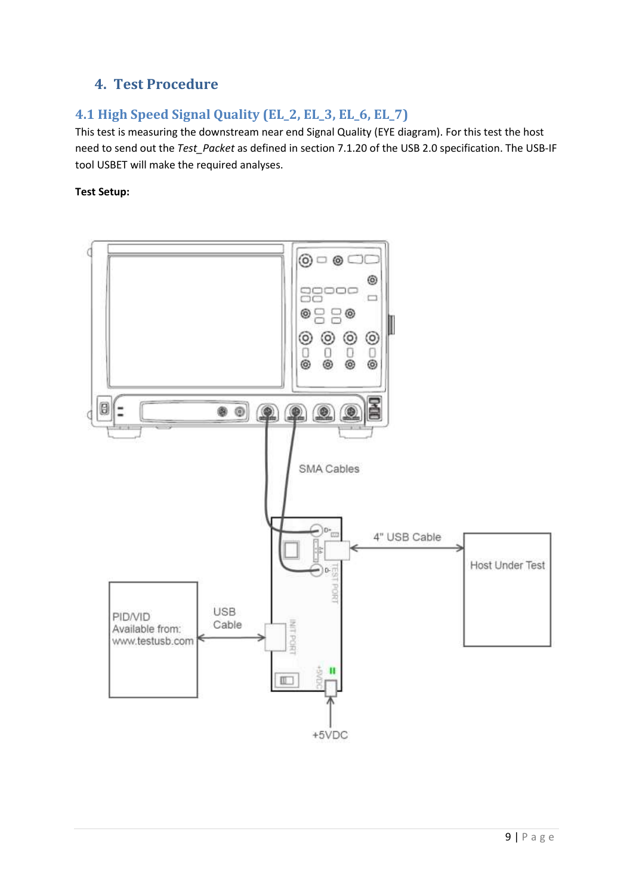## 4. Test Procedure

### 4.1 High Speed Signal Quality (EL_2, EL_3, EL_6, EL_7)

This test is measuring the downstream near end Signal Quality (EYE diagram). For this test the host need to send out the *Test_Packet* as defined in section 7.1.20 of the USB 2.0 specification. The USB-IF tool USBET will make the required analyses.

**Test Setup:**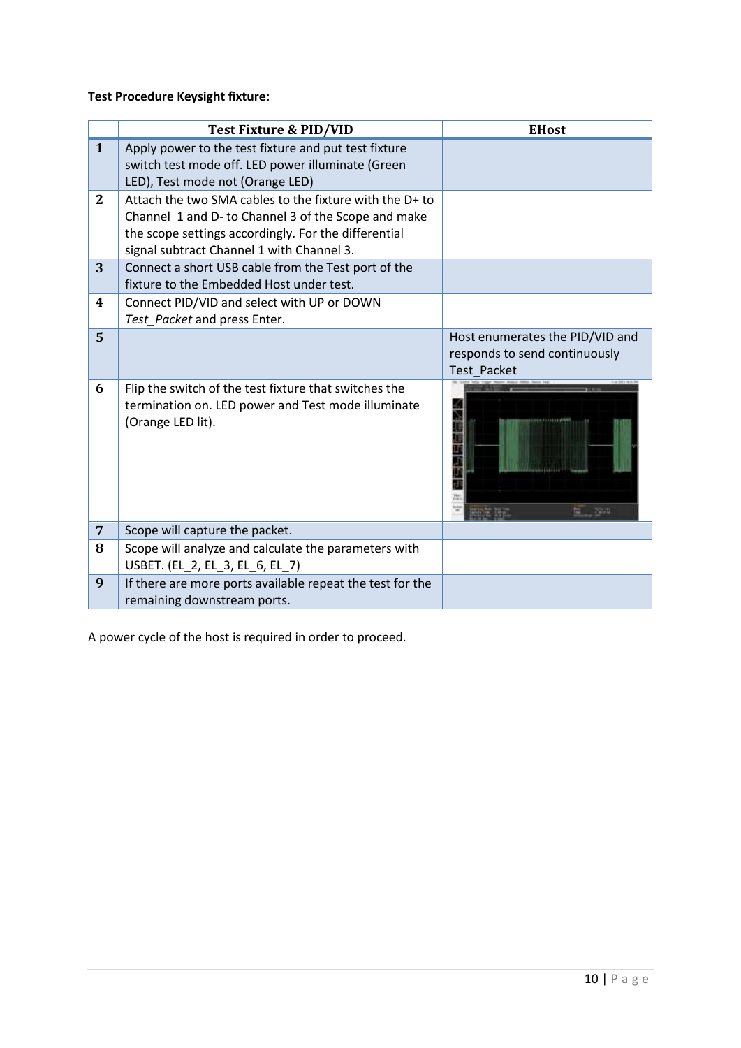**Test Procedure Keysight fixture:**

| | Test Fixture & PID/VID | EHost |
|---|---|---|
| 1 | Apply power to the test fixture and put test fixture switch test mode off. LED power illuminate (Green LED), Test mode not (Orange LED) | |
| 2 | Attach the two SMA cables to the fixture with the D+ to Channel 1 and D- to Channel 3 of the Scope and make the scope settings accordingly. For the differential signal subtract Channel 1 with Channel 3. | |
| 3 | Connect a short USB cable from the Test port of the fixture to the Embedded Host under test. | |
| 4 | Connect PID/VID and select with UP or DOWN *Test_Packet* and press Enter. | |
| 5 | | Host enumerates the PID/VID and responds to send continuously Test_Packet |
| 6 | Flip the switch of the test fixture that switches the termination on. LED power and Test mode illuminate (Orange LED lit). | |
| 7 | Scope will capture the packet. | |
| 8 | Scope will analyze and calculate the parameters with USBET. (EL_2, EL_3, EL_6, EL_7) | |
| 9 | If there are more ports available repeat the test for the remaining downstream ports. | |

A power cycle of the host is required in order to proceed.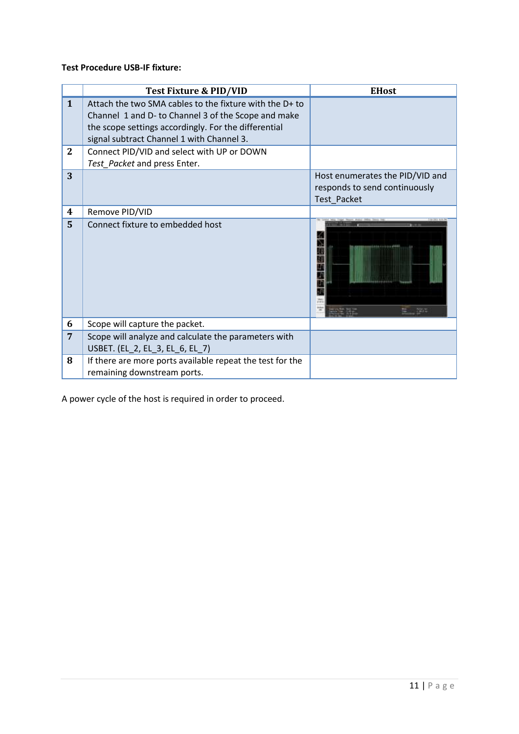**Test Procedure USB-IF fixture:**

| | Test Fixture & PID/VID | EHost |
|---|---|---|
| 1 | Attach the two SMA cables to the fixture with the D+ to Channel 1 and D- to Channel 3 of the Scope and make the scope settings accordingly. For the differential signal subtract Channel 1 with Channel 3. | |
| 2 | Connect PID/VID and select with UP or DOWN *Test_Packet* and press Enter. | |
| 3 | | Host enumerates the PID/VID and responds to send continuously Test_Packet |
| 4 | Remove PID/VID | |
| 5 | Connect fixture to embedded host | |
| 6 | Scope will capture the packet. | |
| 7 | Scope will analyze and calculate the parameters with USBET. (EL_2, EL_3, EL_6, EL_7) | |
| 8 | If there are more ports available repeat the test for the remaining downstream ports. | |

A power cycle of the host is required in order to proceed.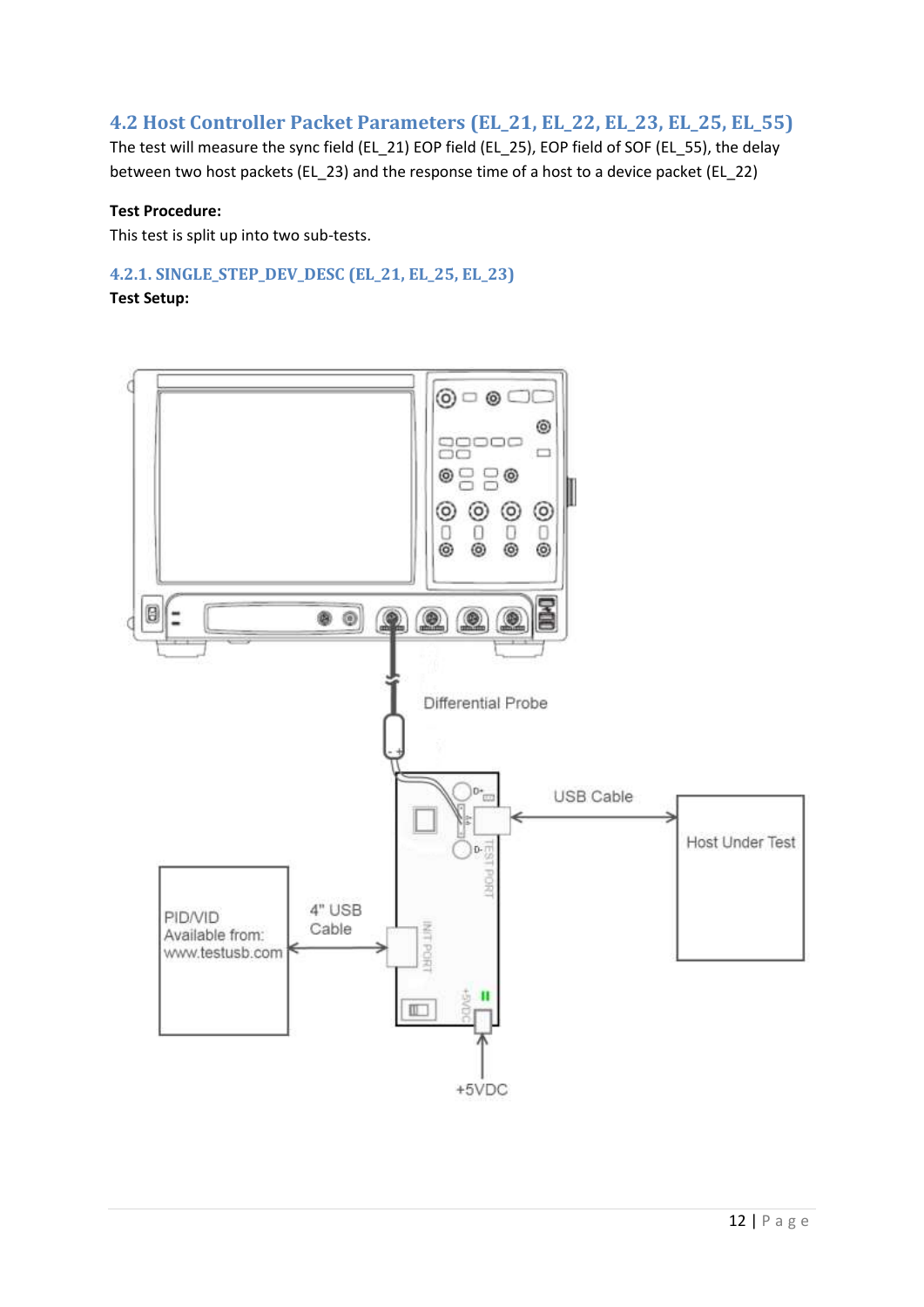## 4.2 Host Controller Packet Parameters (EL_21, EL_22, EL_23, EL_25, EL_55)

The test will measure the sync field (EL_21) EOP field (EL_25), EOP field of SOF (EL_55), the delay between two host packets (EL_23) and the response time of a host to a device packet (EL_22)

**Test Procedure:**

This test is split up into two sub-tests.

### 4.2.1. SINGLE_STEP_DEV_DESC (EL_21, EL_25, EL_23)

**Test Setup:**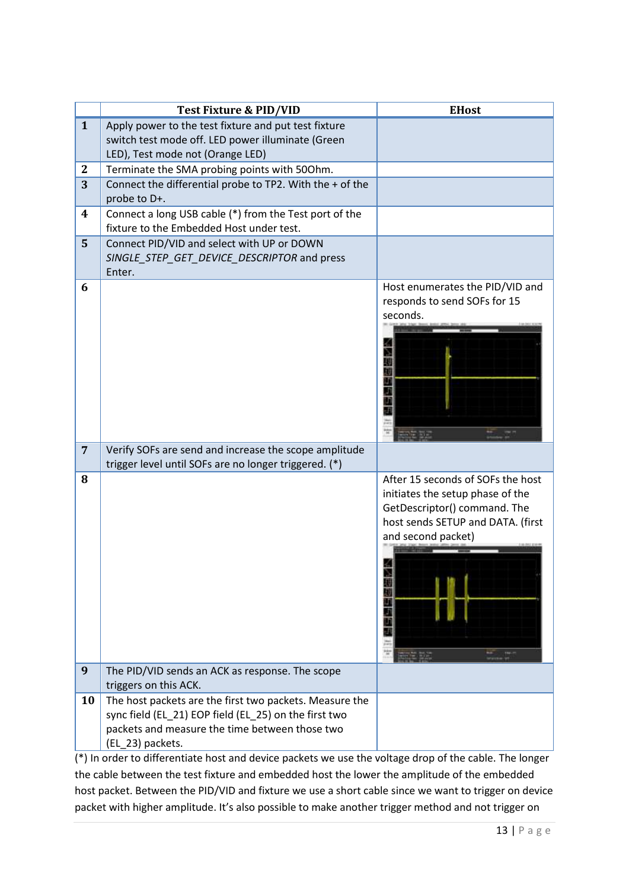| | Test Fixture & PID/VID | EHost |
|---|---|---|
| **1** | Apply power to the test fixture and put test fixture switch test mode off. LED power illuminate (Green LED), Test mode not (Orange LED) | |
| **2** | Terminate the SMA probing points with 50Ohm. | |
| **3** | Connect the differential probe to TP2. With the + of the probe to D+. | |
| **4** | Connect a long USB cable (*) from the Test port of the fixture to the Embedded Host under test. | |
| **5** | Connect PID/VID and select with UP or DOWN *SINGLE_STEP_GET_DEVICE_DESCRIPTOR* and press Enter. | |
| **6** | | Host enumerates the PID/VID and responds to send SOFs for 15 seconds. |
| **7** | Verify SOFs are send and increase the scope amplitude trigger level until SOFs are no longer triggered. (*) | |
| **8** | | After 15 seconds of SOFs the host initiates the setup phase of the GetDescriptor() command. The host sends SETUP and DATA. (first and second packet) |
| **9** | The PID/VID sends an ACK as response. The scope triggers on this ACK. | |
| **10** | The host packets are the first two packets. Measure the sync field (EL_21) EOP field (EL_25) on the first two packets and measure the time between those two (EL_23) packets. | |

(*) In order to differentiate host and device packets we use the voltage drop of the cable. The longer the cable between the test fixture and embedded host the lower the amplitude of the embedded host packet. Between the PID/VID and fixture we use a short cable since we want to trigger on device packet with higher amplitude. It's also possible to make another trigger method and not trigger on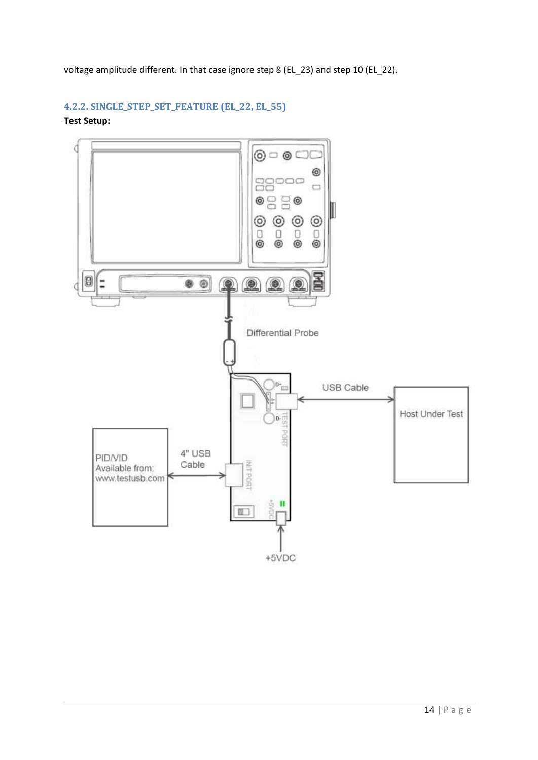voltage amplitude different. In that case ignore step 8 (EL_23) and step 10 (EL_22).

### 4.2.2. SINGLE_STEP_SET_FEATURE (EL_22, EL_55)

**Test Setup:**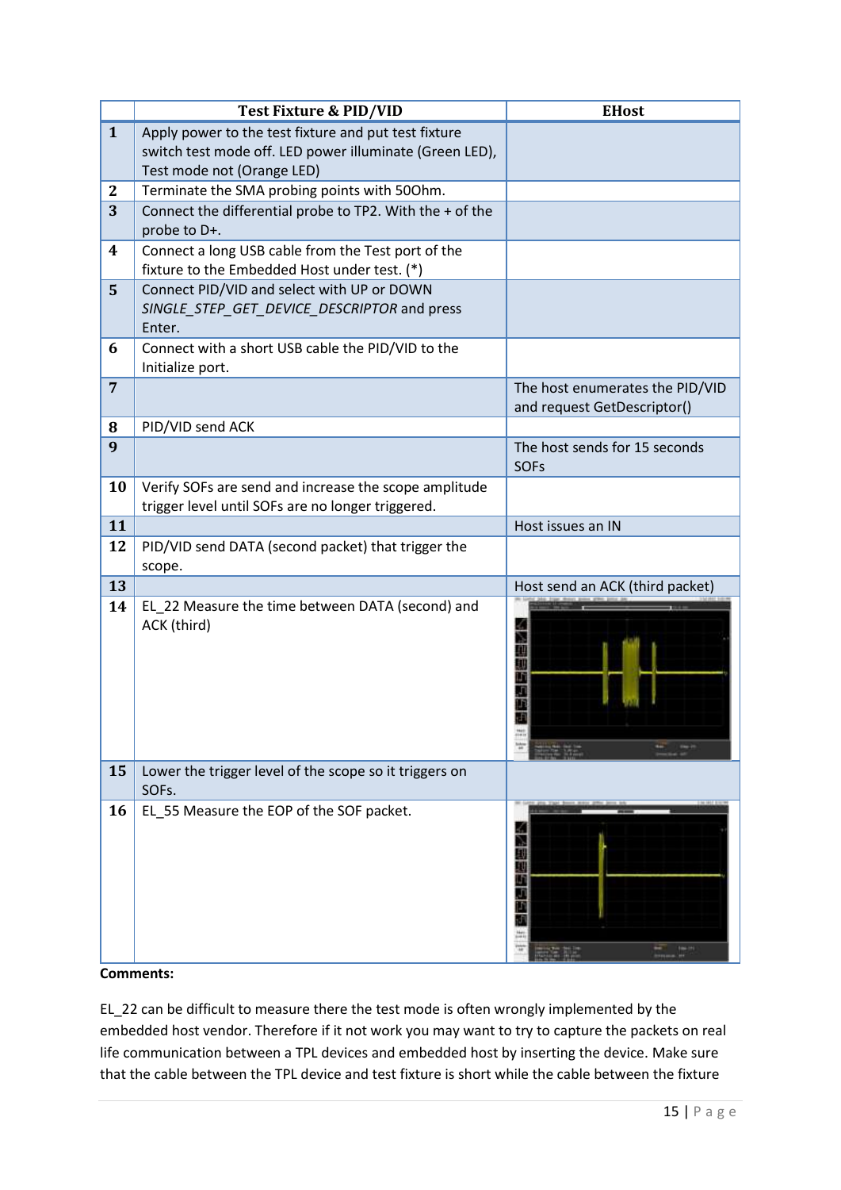|  | Test Fixture & PID/VID | EHost |
|---|---|---|
| **1** | Apply power to the test fixture and put test fixture switch test mode off. LED power illuminate (Green LED), Test mode not (Orange LED) |  |
| **2** | Terminate the SMA probing points with 50Ohm. |  |
| **3** | Connect the differential probe to TP2. With the + of the probe to D+. |  |
| **4** | Connect a long USB cable from the Test port of the fixture to the Embedded Host under test. (*) |  |
| **5** | Connect PID/VID and select with UP or DOWN *SINGLE_STEP_GET_DEVICE_DESCRIPTOR* and press Enter. |  |
| **6** | Connect with a short USB cable the PID/VID to the Initialize port. |  |
| **7** |  | The host enumerates the PID/VID and request GetDescriptor() |
| **8** | PID/VID send ACK |  |
| **9** |  | The host sends for 15 seconds SOFs |
| **10** | Verify SOFs are send and increase the scope amplitude trigger level until SOFs are no longer triggered. |  |
| **11** |  | Host issues an IN |
| **12** | PID/VID send DATA (second packet) that trigger the scope. |  |
| **13** |  | Host send an ACK (third packet) |
| **14** | EL_22 Measure the time between DATA (second) and ACK (third) |  |
| **15** | Lower the trigger level of the scope so it triggers on SOFs. |  |
| **16** | EL_55 Measure the EOP of the SOF packet. |  |

**Comments:**

EL_22 can be difficult to measure there the test mode is often wrongly implemented by the embedded host vendor. Therefore if it not work you may want to try to capture the packets on real life communication between a TPL devices and embedded host by inserting the device. Make sure that the cable between the TPL device and test fixture is short while the cable between the fixture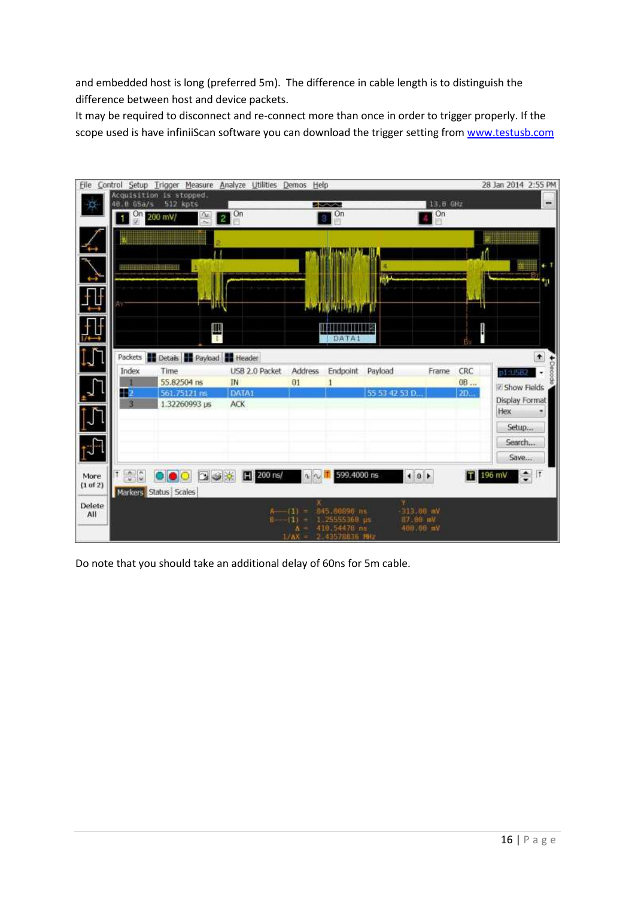and embedded host is long (preferred 5m). The difference in cable length is to distinguish the difference between host and device packets.

It may be required to disconnect and re-connect more than once in order to trigger properly. If the scope used is have infiniiScan software you can download the trigger setting from www.testusb.com

Do note that you should take an additional delay of 60ns for 5m cable.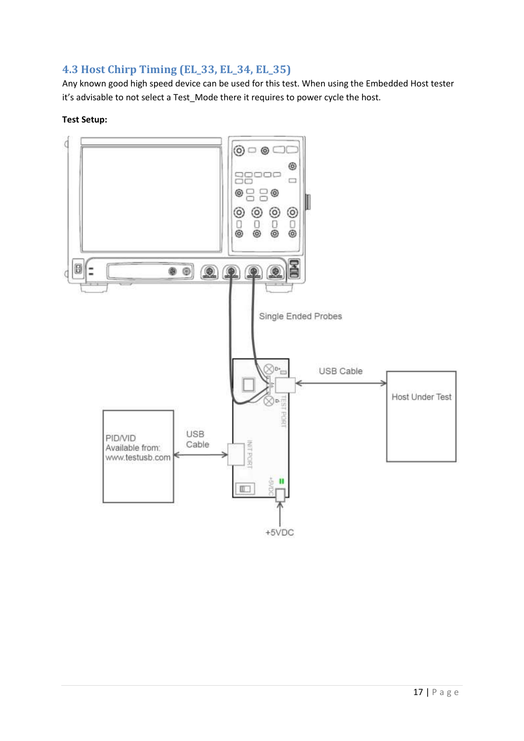## 4.3 Host Chirp Timing (EL_33, EL_34, EL_35)

Any known good high speed device can be used for this test. When using the Embedded Host tester it's advisable to not select a Test_Mode there it requires to power cycle the host.

**Test Setup:**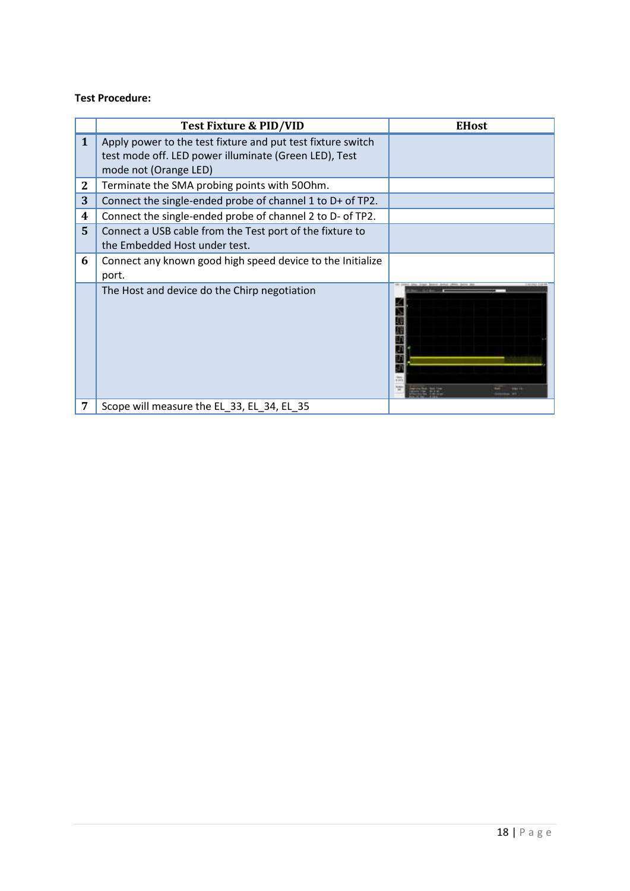**Test Procedure:**

| | Test Fixture & PID/VID | EHost |
|---|---|---|
| 1 | Apply power to the test fixture and put test fixture switch test mode off. LED power illuminate (Green LED), Test mode not (Orange LED) | |
| 2 | Terminate the SMA probing points with 50Ohm. | |
| 3 | Connect the single-ended probe of channel 1 to D+ of TP2. | |
| 4 | Connect the single-ended probe of channel 2 to D- of TP2. | |
| 5 | Connect a USB cable from the Test port of the fixture to the Embedded Host under test. | |
| 6 | Connect any known good high speed device to the Initialize port. | |
| | The Host and device do the Chirp negotiation | |
| 7 | Scope will measure the EL_33, EL_34, EL_35 | |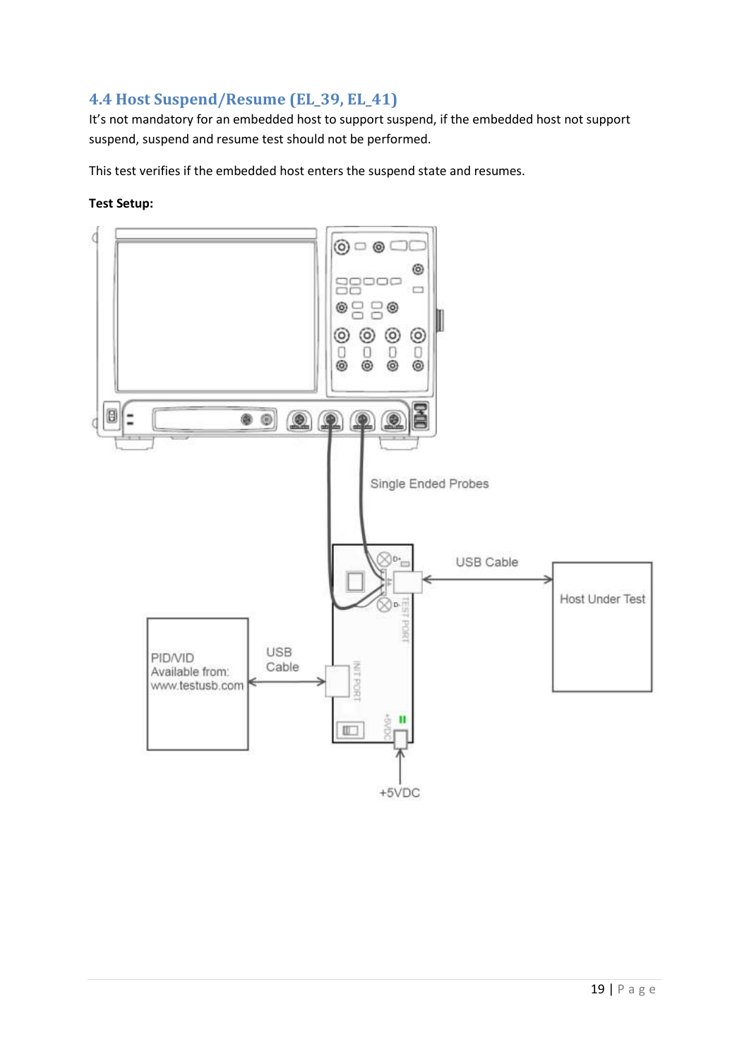## 4.4 Host Suspend/Resume (EL_39, EL_41)

It's not mandatory for an embedded host to support suspend, if the embedded host not support suspend, suspend and resume test should not be performed.

This test verifies if the embedded host enters the suspend state and resumes.

**Test Setup:**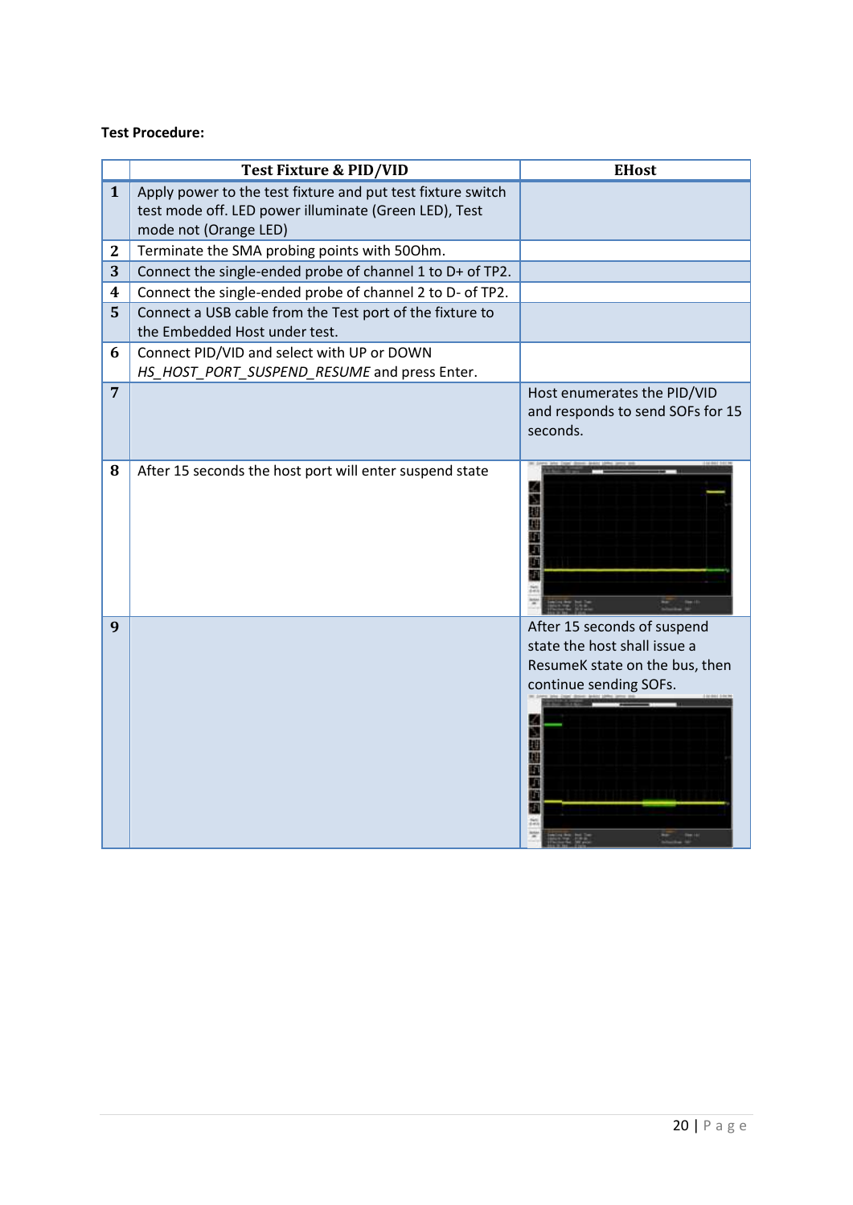**Test Procedure:**

| | Test Fixture & PID/VID | EHost |
|---|---|---|
| **1** | Apply power to the test fixture and put test fixture switch test mode off. LED power illuminate (Green LED), Test mode not (Orange LED) | |
| **2** | Terminate the SMA probing points with 50Ohm. | |
| **3** | Connect the single-ended probe of channel 1 to D+ of TP2. | |
| **4** | Connect the single-ended probe of channel 2 to D- of TP2. | |
| **5** | Connect a USB cable from the Test port of the fixture to the Embedded Host under test. | |
| **6** | Connect PID/VID and select with UP or DOWN *HS_HOST_PORT_SUSPEND_RESUME* and press Enter. | |
| **7** | | Host enumerates the PID/VID and responds to send SOFs for 15 seconds. |
| **8** | After 15 seconds the host port will enter suspend state | |
| **9** | | After 15 seconds of suspend state the host shall issue a ResumeK state on the bus, then continue sending SOFs. |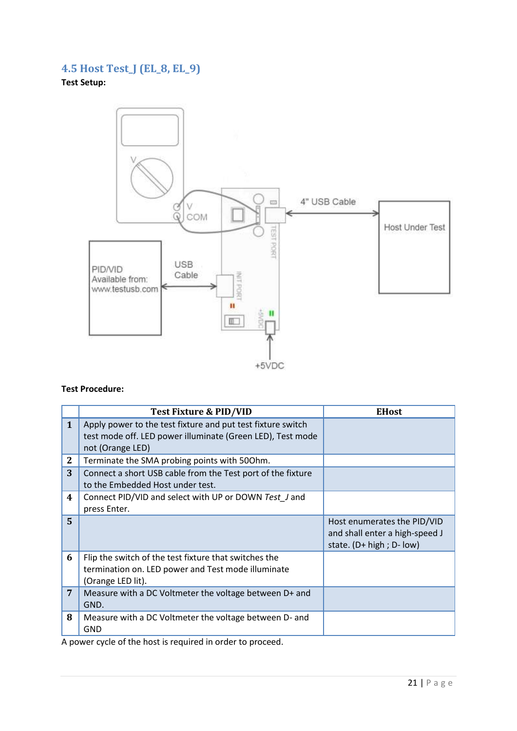## 4.5 Host Test_J (EL_8, EL_9)

**Test Setup:**

**Test Procedure:**

| | Test Fixture & PID/VID | EHost |
|---|---|---|
| **1** | Apply power to the test fixture and put test fixture switch test mode off. LED power illuminate (Green LED), Test mode not (Orange LED) | |
| **2** | Terminate the SMA probing points with 50Ohm. | |
| **3** | Connect a short USB cable from the Test port of the fixture to the Embedded Host under test. | |
| **4** | Connect PID/VID and select with UP or DOWN *Test_J* and press Enter. | |
| **5** | | Host enumerates the PID/VID and shall enter a high-speed J state. (D+ high ; D- low) |
| **6** | Flip the switch of the test fixture that switches the termination on. LED power and Test mode illuminate (Orange LED lit). | |
| **7** | Measure with a DC Voltmeter the voltage between D+ and GND. | |
| **8** | Measure with a DC Voltmeter the voltage between D- and GND | |

A power cycle of the host is required in order to proceed.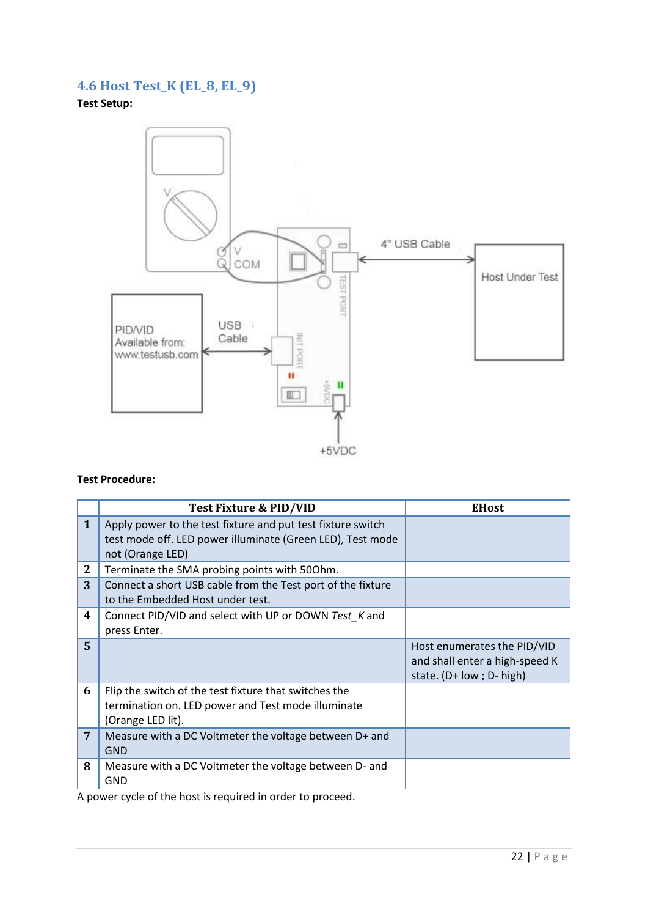## 4.6 Host Test_K (EL_8, EL_9)

**Test Setup:**

**Test Procedure:**

| | Test Fixture & PID/VID | EHost |
|---|---|---|
| 1 | Apply power to the test fixture and put test fixture switch test mode off. LED power illuminate (Green LED), Test mode not (Orange LED) | |
| 2 | Terminate the SMA probing points with 50Ohm. | |
| 3 | Connect a short USB cable from the Test port of the fixture to the Embedded Host under test. | |
| 4 | Connect PID/VID and select with UP or DOWN *Test_K* and press Enter. | |
| 5 | | Host enumerates the PID/VID and shall enter a high-speed K state. (D+ low ; D- high) |
| 6 | Flip the switch of the test fixture that switches the termination on. LED power and Test mode illuminate (Orange LED lit). | |
| 7 | Measure with a DC Voltmeter the voltage between D+ and GND | |
| 8 | Measure with a DC Voltmeter the voltage between D- and GND | |

A power cycle of the host is required in order to proceed.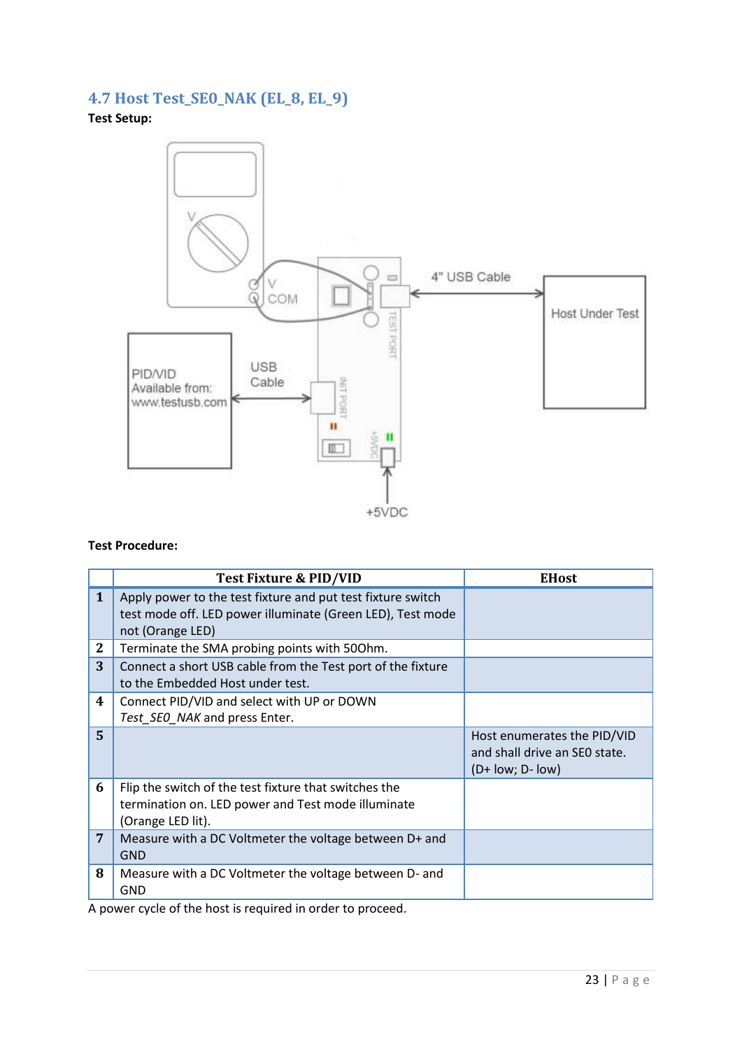## 4.7 Host Test_SE0_NAK (EL_8, EL_9)

**Test Setup:**

**Test Procedure:**

| | Test Fixture & PID/VID | EHost |
|---|---|---|
| **1** | Apply power to the test fixture and put test fixture switch test mode off. LED power illuminate (Green LED), Test mode not (Orange LED) | |
| **2** | Terminate the SMA probing points with 50Ohm. | |
| **3** | Connect a short USB cable from the Test port of the fixture to the Embedded Host under test. | |
| **4** | Connect PID/VID and select with UP or DOWN *Test_SE0_NAK* and press Enter. | |
| **5** | | Host enumerates the PID/VID and shall drive an SE0 state. (D+ low; D- low) |
| **6** | Flip the switch of the test fixture that switches the termination on. LED power and Test mode illuminate (Orange LED lit). | |
| **7** | Measure with a DC Voltmeter the voltage between D+ and GND | |
| **8** | Measure with a DC Voltmeter the voltage between D- and GND | |

A power cycle of the host is required in order to proceed.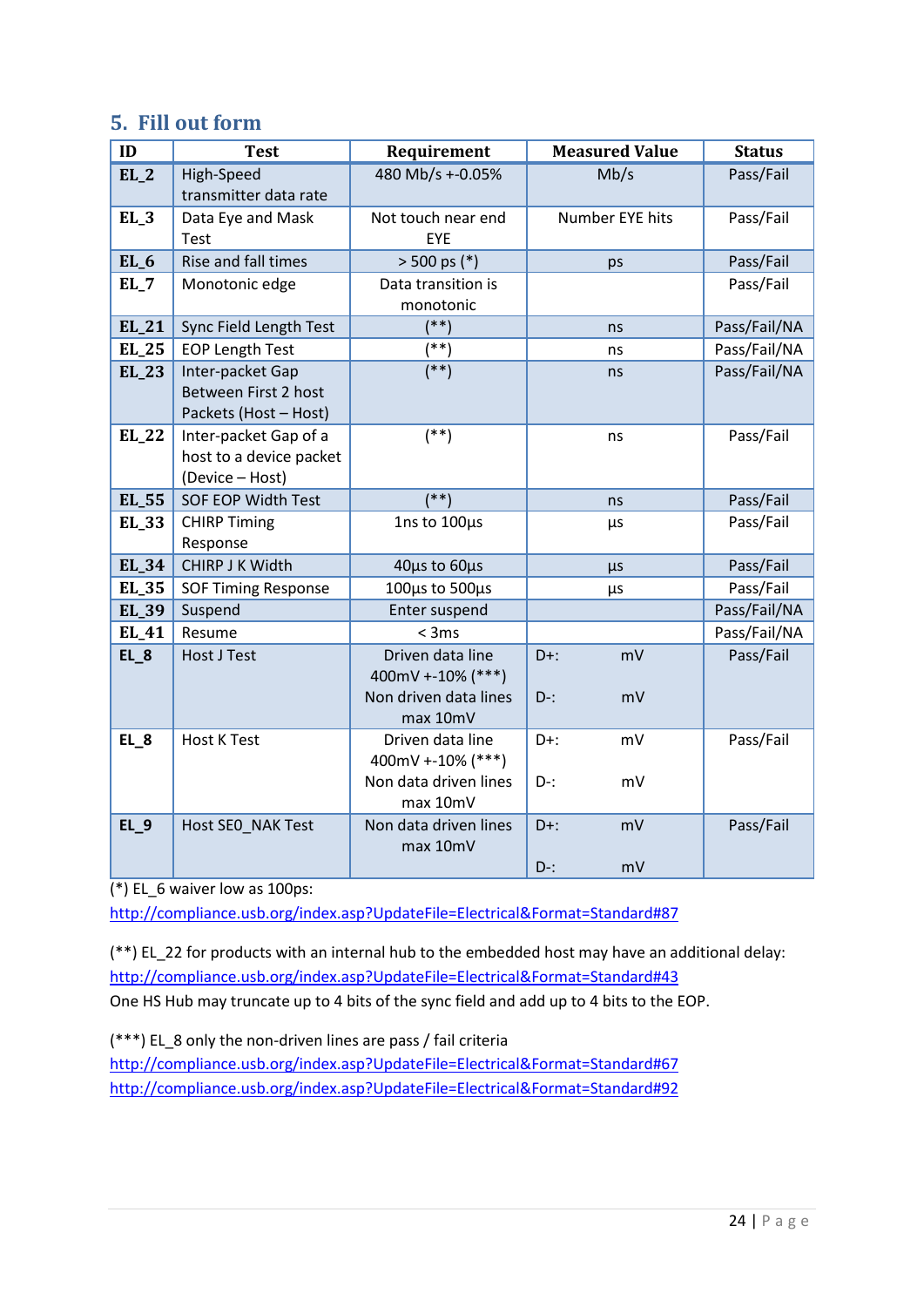## 5. Fill out form

| ID | Test | Requirement | Measured Value | Status |
|---|---|---|---|---|
| EL_2 | High-Speed transmitter data rate | 480 Mb/s +-0.05% | Mb/s | Pass/Fail |
| EL_3 | Data Eye and Mask Test | Not touch near end EYE | Number EYE hits | Pass/Fail |
| EL_6 | Rise and fall times | > 500 ps (*) | ps | Pass/Fail |
| EL_7 | Monotonic edge | Data transition is monotonic | | Pass/Fail |
| EL_21 | Sync Field Length Test | (**) | ns | Pass/Fail/NA |
| EL_25 | EOP Length Test | (**) | ns | Pass/Fail/NA |
| EL_23 | Inter-packet Gap Between First 2 host Packets (Host – Host) | (**) | ns | Pass/Fail/NA |
| EL_22 | Inter-packet Gap of a host to a device packet (Device – Host) | (**) | ns | Pass/Fail |
| EL_55 | SOF EOP Width Test | (**) | ns | Pass/Fail |
| EL_33 | CHIRP Timing Response | 1ns to 100µs | µs | Pass/Fail |
| EL_34 | CHIRP J K Width | 40µs to 60µs | µs | Pass/Fail |
| EL_35 | SOF Timing Response | 100µs to 500µs | µs | Pass/Fail |
| EL_39 | Suspend | Enter suspend | | Pass/Fail/NA |
| EL_41 | Resume | < 3ms | | Pass/Fail/NA |
| EL_8 | Host J Test | Driven data line 400mV +-10% (***) Non driven data lines max 10mV | D+: mV<br>D-: mV | Pass/Fail |
| EL_8 | Host K Test | Driven data line 400mV +-10% (***) Non data driven lines max 10mV | D+: mV<br>D-: mV | Pass/Fail |
| EL_9 | Host SE0_NAK Test | Non data driven lines max 10mV | D+: mV<br>D-: mV | Pass/Fail |

(*) EL_6 waiver low as 100ps:
http://compliance.usb.org/index.asp?UpdateFile=Electrical&Format=Standard#87

(**) EL_22 for products with an internal hub to the embedded host may have an additional delay:
http://compliance.usb.org/index.asp?UpdateFile=Electrical&Format=Standard#43
One HS Hub may truncate up to 4 bits of the sync field and add up to 4 bits to the EOP.

(***) EL_8 only the non-driven lines are pass / fail criteria
http://compliance.usb.org/index.asp?UpdateFile=Electrical&Format=Standard#67
http://compliance.usb.org/index.asp?UpdateFile=Electrical&Format=Standard#92